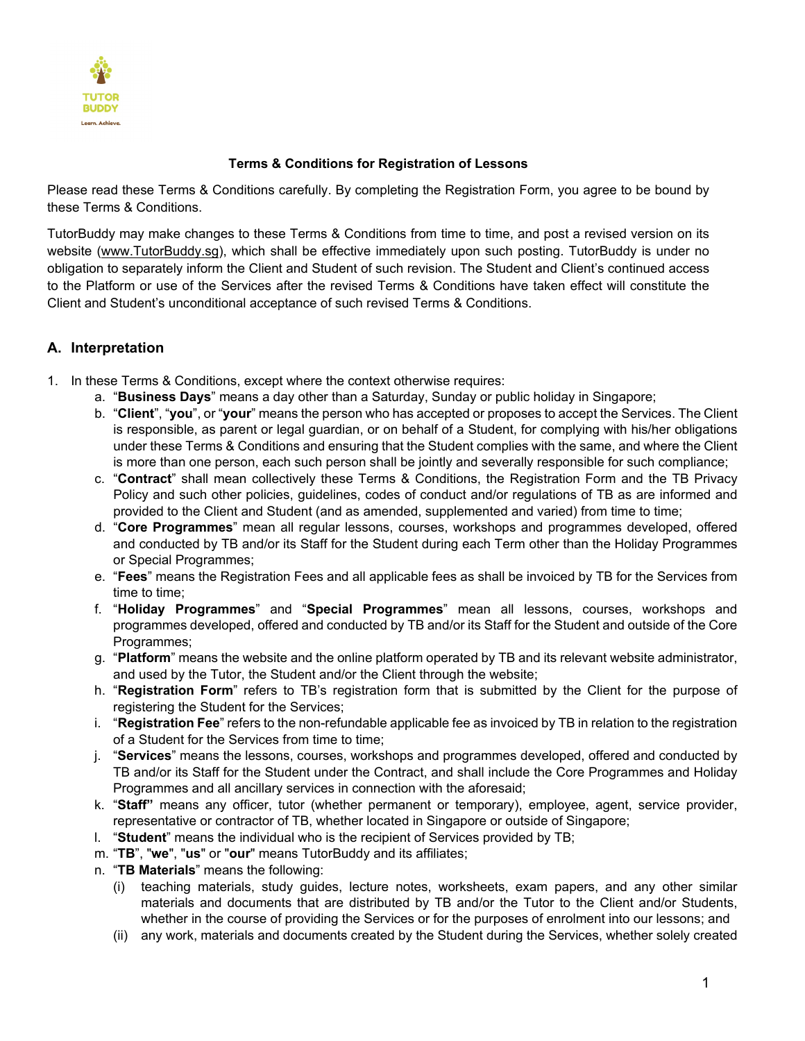**Terms & Conditions for Registration of Lessons**

Please read these Terms & Conditions carefully. By completing the Registration Form, you agree to be bound by these Terms & Conditions.

TutorBuddy may make changes to these Terms & Conditions from time to time, and post a revised version on its website (www.TutorBuddy.sg), which shall be effective immediately upon such posting. TutorBuddy is under no obligation to separately inform the Client and Student of such revision. The Student and Client's continued access to the Platform or use of the Services after the revised Terms & Conditions have taken effect will constitute the Client and Student's unconditional acceptance of such revised Terms & Conditions.

## A. Interpretation

1. In these Terms & Conditions, except where the context otherwise requires:
   a. "**Business Days**" means a day other than a Saturday, Sunday or public holiday in Singapore;
   b. "**Client**", "**you**", or "**your**" means the person who has accepted or proposes to accept the Services. The Client is responsible, as parent or legal guardian, or on behalf of a Student, for complying with his/her obligations under these Terms & Conditions and ensuring that the Student complies with the same, and where the Client is more than one person, each such person shall be jointly and severally responsible for such compliance;
   c. "**Contract**" shall mean collectively these Terms & Conditions, the Registration Form and the TB Privacy Policy and such other policies, guidelines, codes of conduct and/or regulations of TB as are informed and provided to the Client and Student (and as amended, supplemented and varied) from time to time;
   d. "**Core Programmes**" mean all regular lessons, courses, workshops and programmes developed, offered and conducted by TB and/or its Staff for the Student during each Term other than the Holiday Programmes or Special Programmes;
   e. "**Fees**" means the Registration Fees and all applicable fees as shall be invoiced by TB for the Services from time to time;
   f. "**Holiday Programmes**" and "**Special Programmes**" mean all lessons, courses, workshops and programmes developed, offered and conducted by TB and/or its Staff for the Student and outside of the Core Programmes;
   g. "**Platform**" means the website and the online platform operated by TB and its relevant website administrator, and used by the Tutor, the Student and/or the Client through the website;
   h. "**Registration Form**" refers to TB's registration form that is submitted by the Client for the purpose of registering the Student for the Services;
   i. "**Registration Fee**" refers to the non-refundable applicable fee as invoiced by TB in relation to the registration of a Student for the Services from time to time;
   j. "**Services**" means the lessons, courses, workshops and programmes developed, offered and conducted by TB and/or its Staff for the Student under the Contract, and shall include the Core Programmes and Holiday Programmes and all ancillary services in connection with the aforesaid;
   k. "**Staff**" means any officer, tutor (whether permanent or temporary), employee, agent, service provider, representative or contractor of TB, whether located in Singapore or outside of Singapore;
   l. "**Student**" means the individual who is the recipient of Services provided by TB;
   m. "**TB**", "**we**", "**us**" or "**our**" means TutorBuddy and its affiliates;
   n. "**TB Materials**" means the following:
      (i) teaching materials, study guides, lecture notes, worksheets, exam papers, and any other similar materials and documents that are distributed by TB and/or the Tutor to the Client and/or Students, whether in the course of providing the Services or for the purposes of enrolment into our lessons; and
      (ii) any work, materials and documents created by the Student during the Services, whether solely created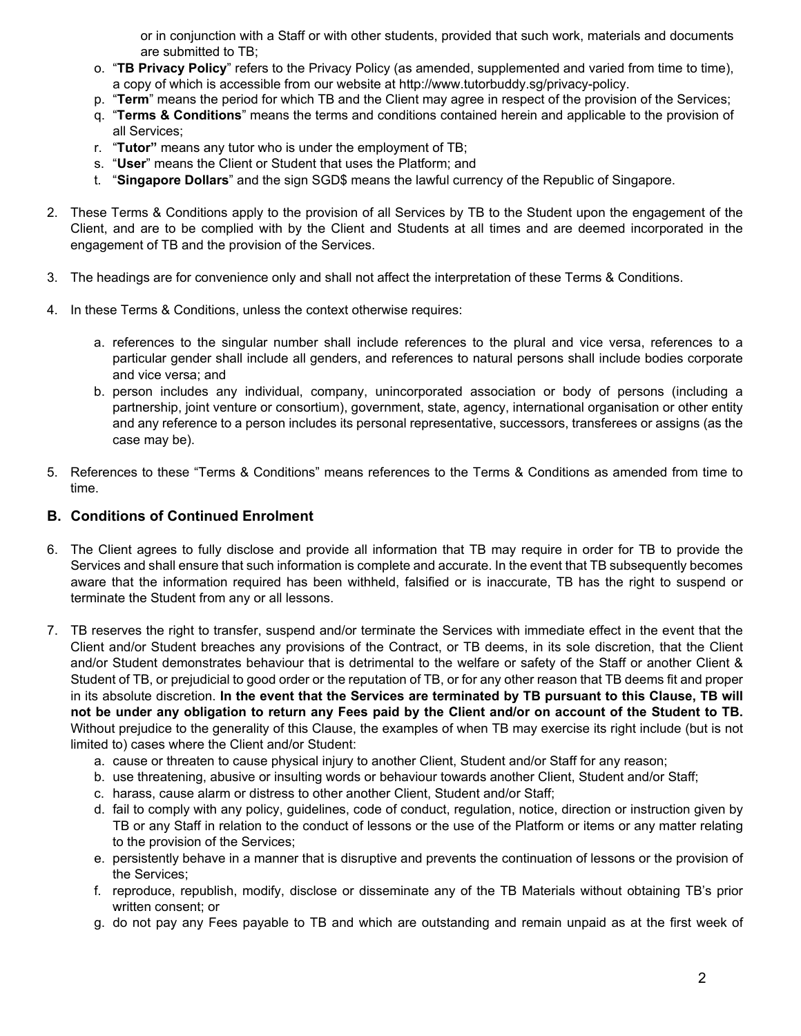or in conjunction with a Staff or with other students, provided that such work, materials and documents are submitted to TB;

o. "**TB Privacy Policy**" refers to the Privacy Policy (as amended, supplemented and varied from time to time), a copy of which is accessible from our website at http://www.tutorbuddy.sg/privacy-policy.
p. "**Term**" means the period for which TB and the Client may agree in respect of the provision of the Services;
q. "**Terms & Conditions**" means the terms and conditions contained herein and applicable to the provision of all Services;
r. "**Tutor"** means any tutor who is under the employment of TB;
s. "**User**" means the Client or Student that uses the Platform; and
t. "**Singapore Dollars**" and the sign SGD$ means the lawful currency of the Republic of Singapore.

2. These Terms & Conditions apply to the provision of all Services by TB to the Student upon the engagement of the Client, and are to be complied with by the Client and Students at all times and are deemed incorporated in the engagement of TB and the provision of the Services.

3. The headings are for convenience only and shall not affect the interpretation of these Terms & Conditions.

4. In these Terms & Conditions, unless the context otherwise requires:

   a. references to the singular number shall include references to the plural and vice versa, references to a particular gender shall include all genders, and references to natural persons shall include bodies corporate and vice versa; and
   b. person includes any individual, company, unincorporated association or body of persons (including a partnership, joint venture or consortium), government, state, agency, international organisation or other entity and any reference to a person includes its personal representative, successors, transferees or assigns (as the case may be).

5. References to these "Terms & Conditions" means references to the Terms & Conditions as amended from time to time.

## B. Conditions of Continued Enrolment

6. The Client agrees to fully disclose and provide all information that TB may require in order for TB to provide the Services and shall ensure that such information is complete and accurate. In the event that TB subsequently becomes aware that the information required has been withheld, falsified or is inaccurate, TB has the right to suspend or terminate the Student from any or all lessons.

7. TB reserves the right to transfer, suspend and/or terminate the Services with immediate effect in the event that the Client and/or Student breaches any provisions of the Contract, or TB deems, in its sole discretion, that the Client and/or Student demonstrates behaviour that is detrimental to the welfare or safety of the Staff or another Client & Student of TB, or prejudicial to good order or the reputation of TB, or for any other reason that TB deems fit and proper in its absolute discretion. **In the event that the Services are terminated by TB pursuant to this Clause, TB will not be under any obligation to return any Fees paid by the Client and/or on account of the Student to TB.** Without prejudice to the generality of this Clause, the examples of when TB may exercise its right include (but is not limited to) cases where the Client and/or Student:
   a. cause or threaten to cause physical injury to another Client, Student and/or Staff for any reason;
   b. use threatening, abusive or insulting words or behaviour towards another Client, Student and/or Staff;
   c. harass, cause alarm or distress to other another Client, Student and/or Staff;
   d. fail to comply with any policy, guidelines, code of conduct, regulation, notice, direction or instruction given by TB or any Staff in relation to the conduct of lessons or the use of the Platform or items or any matter relating to the provision of the Services;
   e. persistently behave in a manner that is disruptive and prevents the continuation of lessons or the provision of the Services;
   f. reproduce, republish, modify, disclose or disseminate any of the TB Materials without obtaining TB's prior written consent; or
   g. do not pay any Fees payable to TB and which are outstanding and remain unpaid as at the first week of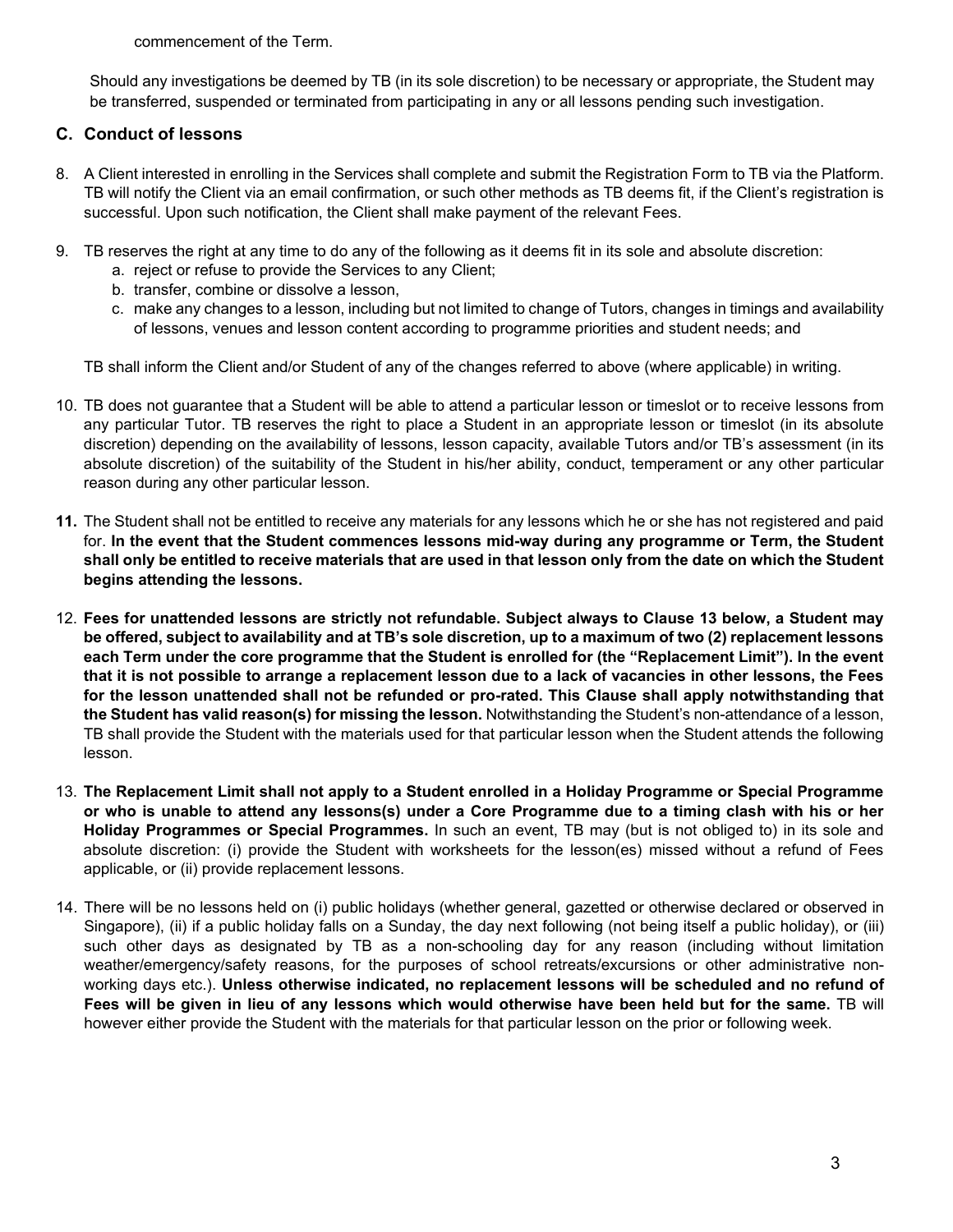commencement of the Term.

Should any investigations be deemed by TB (in its sole discretion) to be necessary or appropriate, the Student may be transferred, suspended or terminated from participating in any or all lessons pending such investigation.

## C. Conduct of lessons

8. A Client interested in enrolling in the Services shall complete and submit the Registration Form to TB via the Platform. TB will notify the Client via an email confirmation, or such other methods as TB deems fit, if the Client's registration is successful. Upon such notification, the Client shall make payment of the relevant Fees.

9. TB reserves the right at any time to do any of the following as it deems fit in its sole and absolute discretion:
   a. reject or refuse to provide the Services to any Client;
   b. transfer, combine or dissolve a lesson,
   c. make any changes to a lesson, including but not limited to change of Tutors, changes in timings and availability of lessons, venues and lesson content according to programme priorities and student needs; and

   TB shall inform the Client and/or Student of any of the changes referred to above (where applicable) in writing.

10. TB does not guarantee that a Student will be able to attend a particular lesson or timeslot or to receive lessons from any particular Tutor. TB reserves the right to place a Student in an appropriate lesson or timeslot (in its absolute discretion) depending on the availability of lessons, lesson capacity, available Tutors and/or TB's assessment (in its absolute discretion) of the suitability of the Student in his/her ability, conduct, temperament or any other particular reason during any other particular lesson.

11. The Student shall not be entitled to receive any materials for any lessons which he or she has not registered and paid for. **In the event that the Student commences lessons mid-way during any programme or Term, the Student shall only be entitled to receive materials that are used in that lesson only from the date on which the Student begins attending the lessons.**

12. **Fees for unattended lessons are strictly not refundable. Subject always to Clause 13 below, a Student may be offered, subject to availability and at TB's sole discretion, up to a maximum of two (2) replacement lessons each Term under the core programme that the Student is enrolled for (the "Replacement Limit"). In the event that it is not possible to arrange a replacement lesson due to a lack of vacancies in other lessons, the Fees for the lesson unattended shall not be refunded or pro-rated. This Clause shall apply notwithstanding that the Student has valid reason(s) for missing the lesson.** Notwithstanding the Student's non-attendance of a lesson, TB shall provide the Student with the materials used for that particular lesson when the Student attends the following lesson.

13. **The Replacement Limit shall not apply to a Student enrolled in a Holiday Programme or Special Programme or who is unable to attend any lessons(s) under a Core Programme due to a timing clash with his or her Holiday Programmes or Special Programmes.** In such an event, TB may (but is not obliged to) in its sole and absolute discretion: (i) provide the Student with worksheets for the lesson(es) missed without a refund of Fees applicable, or (ii) provide replacement lessons.

14. There will be no lessons held on (i) public holidays (whether general, gazetted or otherwise declared or observed in Singapore), (ii) if a public holiday falls on a Sunday, the day next following (not being itself a public holiday), or (iii) such other days as designated by TB as a non-schooling day for any reason (including without limitation weather/emergency/safety reasons, for the purposes of school retreats/excursions or other administrative non-working days etc.). **Unless otherwise indicated, no replacement lessons will be scheduled and no refund of Fees will be given in lieu of any lessons which would otherwise have been held but for the same.** TB will however either provide the Student with the materials for that particular lesson on the prior or following week.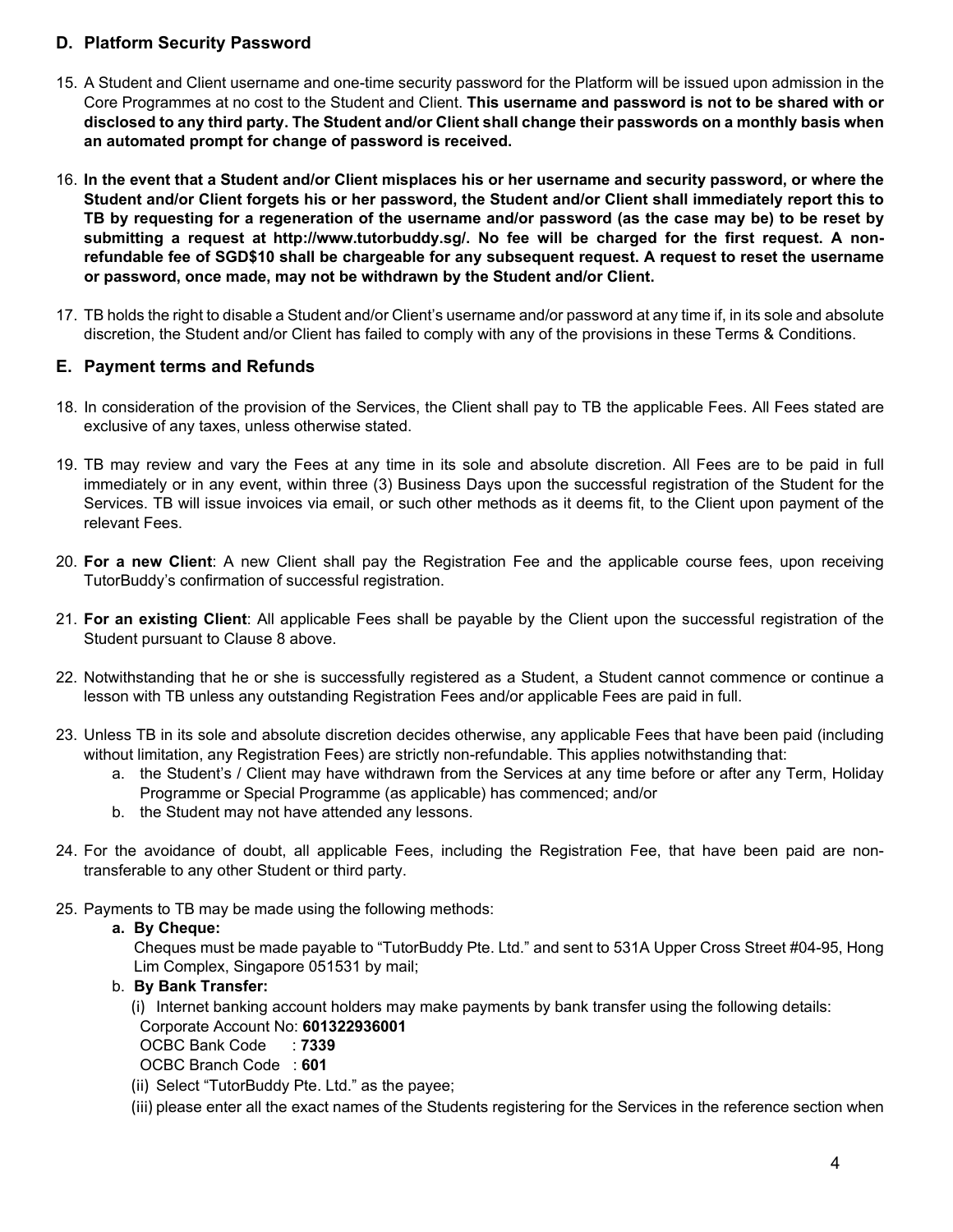## D. Platform Security Password

15. A Student and Client username and one-time security password for the Platform will be issued upon admission in the Core Programmes at no cost to the Student and Client. **This username and password is not to be shared with or disclosed to any third party. The Student and/or Client shall change their passwords on a monthly basis when an automated prompt for change of password is received.**

16. **In the event that a Student and/or Client misplaces his or her username and security password, or where the Student and/or Client forgets his or her password, the Student and/or Client shall immediately report this to TB by requesting for a regeneration of the username and/or password (as the case may be) to be reset by submitting a request at http://www.tutorbuddy.sg/. No fee will be charged for the first request. A non-refundable fee of SGD$10 shall be chargeable for any subsequent request. A request to reset the username or password, once made, may not be withdrawn by the Student and/or Client.**

17. TB holds the right to disable a Student and/or Client's username and/or password at any time if, in its sole and absolute discretion, the Student and/or Client has failed to comply with any of the provisions in these Terms & Conditions.

## E. Payment terms and Refunds

18. In consideration of the provision of the Services, the Client shall pay to TB the applicable Fees. All Fees stated are exclusive of any taxes, unless otherwise stated.

19. TB may review and vary the Fees at any time in its sole and absolute discretion. All Fees are to be paid in full immediately or in any event, within three (3) Business Days upon the successful registration of the Student for the Services. TB will issue invoices via email, or such other methods as it deems fit, to the Client upon payment of the relevant Fees.

20. **For a new Client**: A new Client shall pay the Registration Fee and the applicable course fees, upon receiving TutorBuddy's confirmation of successful registration.

21. **For an existing Client**: All applicable Fees shall be payable by the Client upon the successful registration of the Student pursuant to Clause 8 above.

22. Notwithstanding that he or she is successfully registered as a Student, a Student cannot commence or continue a lesson with TB unless any outstanding Registration Fees and/or applicable Fees are paid in full.

23. Unless TB in its sole and absolute discretion decides otherwise, any applicable Fees that have been paid (including without limitation, any Registration Fees) are strictly non-refundable. This applies notwithstanding that:
    a. the Student's / Client may have withdrawn from the Services at any time before or after any Term, Holiday Programme or Special Programme (as applicable) has commenced; and/or
    b. the Student may not have attended any lessons.

24. For the avoidance of doubt, all applicable Fees, including the Registration Fee, that have been paid are non-transferable to any other Student or third party.

25. Payments to TB may be made using the following methods:
    a. **By Cheque:**
       Cheques must be made payable to "TutorBuddy Pte. Ltd." and sent to 531A Upper Cross Street #04-95, Hong Lim Complex, Singapore 051531 by mail;
    b. **By Bank Transfer:**
       (i) Internet banking account holders may make payments by bank transfer using the following details:
       Corporate Account No: **601322936001**
       OCBC Bank Code : **7339**
       OCBC Branch Code : **601**
       (ii) Select "TutorBuddy Pte. Ltd." as the payee;
       (iii) please enter all the exact names of the Students registering for the Services in the reference section when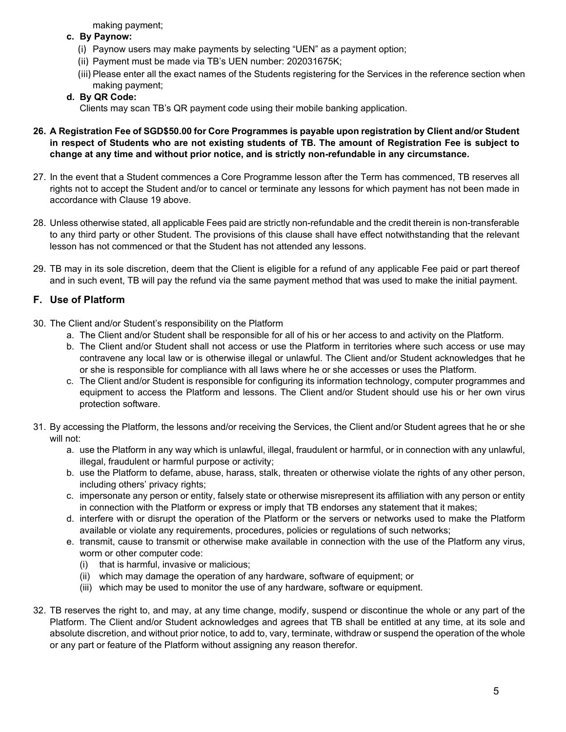making payment;

**c. By Paynow:**

(i) Paynow users may make payments by selecting "UEN" as a payment option;

(ii) Payment must be made via TB's UEN number: 202031675K;

(iii) Please enter all the exact names of the Students registering for the Services in the reference section when making payment;

**d. By QR Code:**

Clients may scan TB's QR payment code using their mobile banking application.

**26. A Registration Fee of SGD$50.00 for Core Programmes is payable upon registration by Client and/or Student in respect of Students who are not existing students of TB. The amount of Registration Fee is subject to change at any time and without prior notice, and is strictly non-refundable in any circumstance.**

27. In the event that a Student commences a Core Programme lesson after the Term has commenced, TB reserves all rights not to accept the Student and/or to cancel or terminate any lessons for which payment has not been made in accordance with Clause 19 above.

28. Unless otherwise stated, all applicable Fees paid are strictly non-refundable and the credit therein is non-transferable to any third party or other Student. The provisions of this clause shall have effect notwithstanding that the relevant lesson has not commenced or that the Student has not attended any lessons.

29. TB may in its sole discretion, deem that the Client is eligible for a refund of any applicable Fee paid or part thereof and in such event, TB will pay the refund via the same payment method that was used to make the initial payment.

## F. Use of Platform

30. The Client and/or Student's responsibility on the Platform
    a. The Client and/or Student shall be responsible for all of his or her access to and activity on the Platform.
    b. The Client and/or Student shall not access or use the Platform in territories where such access or use may contravene any local law or is otherwise illegal or unlawful. The Client and/or Student acknowledges that he or she is responsible for compliance with all laws where he or she accesses or uses the Platform.
    c. The Client and/or Student is responsible for configuring its information technology, computer programmes and equipment to access the Platform and lessons. The Client and/or Student should use his or her own virus protection software.

31. By accessing the Platform, the lessons and/or receiving the Services, the Client and/or Student agrees that he or she will not:
    a. use the Platform in any way which is unlawful, illegal, fraudulent or harmful, or in connection with any unlawful, illegal, fraudulent or harmful purpose or activity;
    b. use the Platform to defame, abuse, harass, stalk, threaten or otherwise violate the rights of any other person, including others' privacy rights;
    c. impersonate any person or entity, falsely state or otherwise misrepresent its affiliation with any person or entity in connection with the Platform or express or imply that TB endorses any statement that it makes;
    d. interfere with or disrupt the operation of the Platform or the servers or networks used to make the Platform available or violate any requirements, procedures, policies or regulations of such networks;
    e. transmit, cause to transmit or otherwise make available in connection with the use of the Platform any virus, worm or other computer code:
        (i) that is harmful, invasive or malicious;
        (ii) which may damage the operation of any hardware, software of equipment; or
        (iii) which may be used to monitor the use of any hardware, software or equipment.

32. TB reserves the right to, and may, at any time change, modify, suspend or discontinue the whole or any part of the Platform. The Client and/or Student acknowledges and agrees that TB shall be entitled at any time, at its sole and absolute discretion, and without prior notice, to add to, vary, terminate, withdraw or suspend the operation of the whole or any part or feature of the Platform without assigning any reason therefor.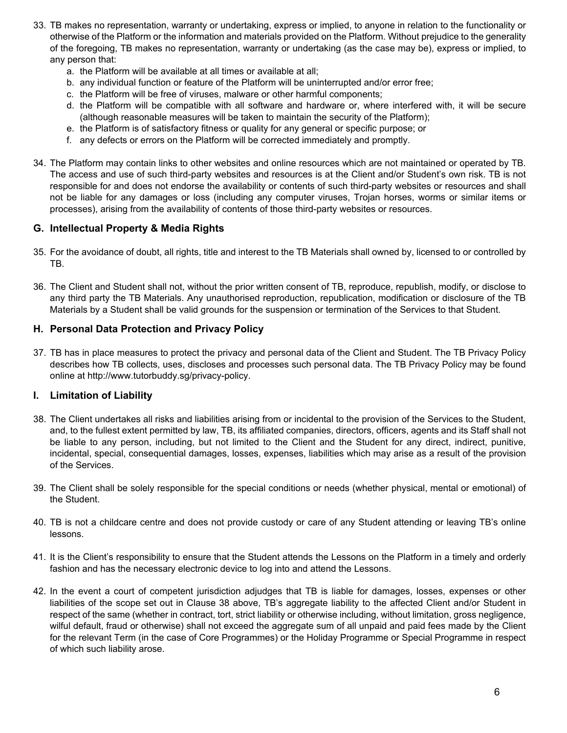33. TB makes no representation, warranty or undertaking, express or implied, to anyone in relation to the functionality or otherwise of the Platform or the information and materials provided on the Platform. Without prejudice to the generality of the foregoing, TB makes no representation, warranty or undertaking (as the case may be), express or implied, to any person that:
    a. the Platform will be available at all times or available at all;
    b. any individual function or feature of the Platform will be uninterrupted and/or error free;
    c. the Platform will be free of viruses, malware or other harmful components;
    d. the Platform will be compatible with all software and hardware or, where interfered with, it will be secure (although reasonable measures will be taken to maintain the security of the Platform);
    e. the Platform is of satisfactory fitness or quality for any general or specific purpose; or
    f. any defects or errors on the Platform will be corrected immediately and promptly.

34. The Platform may contain links to other websites and online resources which are not maintained or operated by TB. The access and use of such third-party websites and resources is at the Client and/or Student's own risk. TB is not responsible for and does not endorse the availability or contents of such third-party websites or resources and shall not be liable for any damages or loss (including any computer viruses, Trojan horses, worms or similar items or processes), arising from the availability of contents of those third-party websites or resources.

### G. Intellectual Property & Media Rights

35. For the avoidance of doubt, all rights, title and interest to the TB Materials shall owned by, licensed to or controlled by TB.

36. The Client and Student shall not, without the prior written consent of TB, reproduce, republish, modify, or disclose to any third party the TB Materials. Any unauthorised reproduction, republication, modification or disclosure of the TB Materials by a Student shall be valid grounds for the suspension or termination of the Services to that Student.

### H. Personal Data Protection and Privacy Policy

37. TB has in place measures to protect the privacy and personal data of the Client and Student. The TB Privacy Policy describes how TB collects, uses, discloses and processes such personal data. The TB Privacy Policy may be found online at http://www.tutorbuddy.sg/privacy-policy.

### I. Limitation of Liability

38. The Client undertakes all risks and liabilities arising from or incidental to the provision of the Services to the Student, and, to the fullest extent permitted by law, TB, its affiliated companies, directors, officers, agents and its Staff shall not be liable to any person, including, but not limited to the Client and the Student for any direct, indirect, punitive, incidental, special, consequential damages, losses, expenses, liabilities which may arise as a result of the provision of the Services.

39. The Client shall be solely responsible for the special conditions or needs (whether physical, mental or emotional) of the Student.

40. TB is not a childcare centre and does not provide custody or care of any Student attending or leaving TB's online lessons.

41. It is the Client's responsibility to ensure that the Student attends the Lessons on the Platform in a timely and orderly fashion and has the necessary electronic device to log into and attend the Lessons.

42. In the event a court of competent jurisdiction adjudges that TB is liable for damages, losses, expenses or other liabilities of the scope set out in Clause 38 above, TB's aggregate liability to the affected Client and/or Student in respect of the same (whether in contract, tort, strict liability or otherwise including, without limitation, gross negligence, wilful default, fraud or otherwise) shall not exceed the aggregate sum of all unpaid and paid fees made by the Client for the relevant Term (in the case of Core Programmes) or the Holiday Programme or Special Programme in respect of which such liability arose.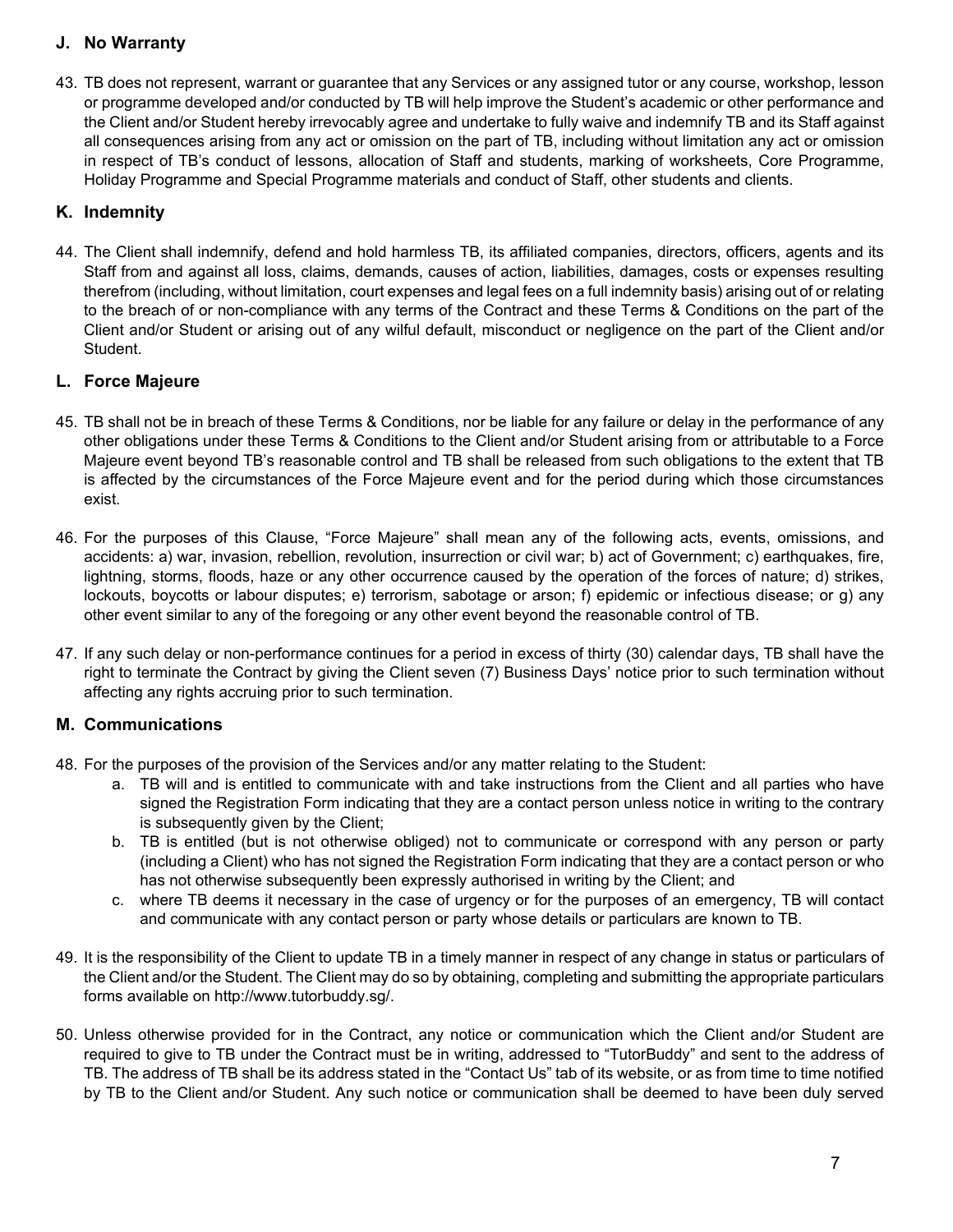## J. No Warranty

43. TB does not represent, warrant or guarantee that any Services or any assigned tutor or any course, workshop, lesson or programme developed and/or conducted by TB will help improve the Student's academic or other performance and the Client and/or Student hereby irrevocably agree and undertake to fully waive and indemnify TB and its Staff against all consequences arising from any act or omission on the part of TB, including without limitation any act or omission in respect of TB's conduct of lessons, allocation of Staff and students, marking of worksheets, Core Programme, Holiday Programme and Special Programme materials and conduct of Staff, other students and clients.

## K. Indemnity

44. The Client shall indemnify, defend and hold harmless TB, its affiliated companies, directors, officers, agents and its Staff from and against all loss, claims, demands, causes of action, liabilities, damages, costs or expenses resulting therefrom (including, without limitation, court expenses and legal fees on a full indemnity basis) arising out of or relating to the breach of or non-compliance with any terms of the Contract and these Terms & Conditions on the part of the Client and/or Student or arising out of any wilful default, misconduct or negligence on the part of the Client and/or Student.

## L. Force Majeure

45. TB shall not be in breach of these Terms & Conditions, nor be liable for any failure or delay in the performance of any other obligations under these Terms & Conditions to the Client and/or Student arising from or attributable to a Force Majeure event beyond TB's reasonable control and TB shall be released from such obligations to the extent that TB is affected by the circumstances of the Force Majeure event and for the period during which those circumstances exist.

46. For the purposes of this Clause, "Force Majeure" shall mean any of the following acts, events, omissions, and accidents: a) war, invasion, rebellion, revolution, insurrection or civil war; b) act of Government; c) earthquakes, fire, lightning, storms, floods, haze or any other occurrence caused by the operation of the forces of nature; d) strikes, lockouts, boycotts or labour disputes; e) terrorism, sabotage or arson; f) epidemic or infectious disease; or g) any other event similar to any of the foregoing or any other event beyond the reasonable control of TB.

47. If any such delay or non-performance continues for a period in excess of thirty (30) calendar days, TB shall have the right to terminate the Contract by giving the Client seven (7) Business Days' notice prior to such termination without affecting any rights accruing prior to such termination.

## M. Communications

48. For the purposes of the provision of the Services and/or any matter relating to the Student:
    a. TB will and is entitled to communicate with and take instructions from the Client and all parties who have signed the Registration Form indicating that they are a contact person unless notice in writing to the contrary is subsequently given by the Client;
    b. TB is entitled (but is not otherwise obliged) not to communicate or correspond with any person or party (including a Client) who has not signed the Registration Form indicating that they are a contact person or who has not otherwise subsequently been expressly authorised in writing by the Client; and
    c. where TB deems it necessary in the case of urgency or for the purposes of an emergency, TB will contact and communicate with any contact person or party whose details or particulars are known to TB.

49. It is the responsibility of the Client to update TB in a timely manner in respect of any change in status or particulars of the Client and/or the Student. The Client may do so by obtaining, completing and submitting the appropriate particulars forms available on http://www.tutorbuddy.sg/.

50. Unless otherwise provided for in the Contract, any notice or communication which the Client and/or Student are required to give to TB under the Contract must be in writing, addressed to "TutorBuddy" and sent to the address of TB. The address of TB shall be its address stated in the "Contact Us" tab of its website, or as from time to time notified by TB to the Client and/or Student. Any such notice or communication shall be deemed to have been duly served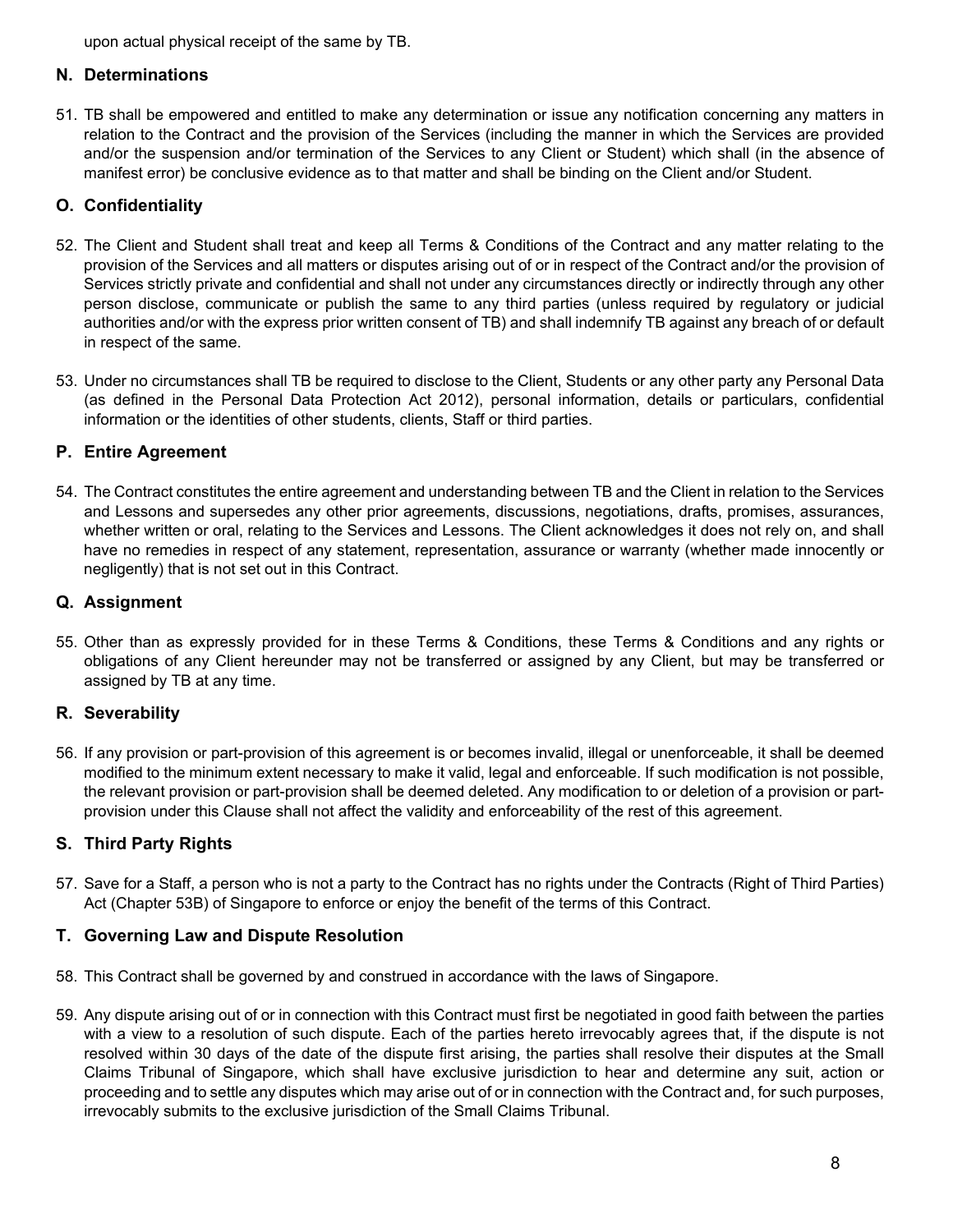upon actual physical receipt of the same by TB.

## N. Determinations

51. TB shall be empowered and entitled to make any determination or issue any notification concerning any matters in relation to the Contract and the provision of the Services (including the manner in which the Services are provided and/or the suspension and/or termination of the Services to any Client or Student) which shall (in the absence of manifest error) be conclusive evidence as to that matter and shall be binding on the Client and/or Student.

## O. Confidentiality

52. The Client and Student shall treat and keep all Terms & Conditions of the Contract and any matter relating to the provision of the Services and all matters or disputes arising out of or in respect of the Contract and/or the provision of Services strictly private and confidential and shall not under any circumstances directly or indirectly through any other person disclose, communicate or publish the same to any third parties (unless required by regulatory or judicial authorities and/or with the express prior written consent of TB) and shall indemnify TB against any breach of or default in respect of the same.

53. Under no circumstances shall TB be required to disclose to the Client, Students or any other party any Personal Data (as defined in the Personal Data Protection Act 2012), personal information, details or particulars, confidential information or the identities of other students, clients, Staff or third parties.

## P. Entire Agreement

54. The Contract constitutes the entire agreement and understanding between TB and the Client in relation to the Services and Lessons and supersedes any other prior agreements, discussions, negotiations, drafts, promises, assurances, whether written or oral, relating to the Services and Lessons. The Client acknowledges it does not rely on, and shall have no remedies in respect of any statement, representation, assurance or warranty (whether made innocently or negligently) that is not set out in this Contract.

## Q. Assignment

55. Other than as expressly provided for in these Terms & Conditions, these Terms & Conditions and any rights or obligations of any Client hereunder may not be transferred or assigned by any Client, but may be transferred or assigned by TB at any time.

## R. Severability

56. If any provision or part-provision of this agreement is or becomes invalid, illegal or unenforceable, it shall be deemed modified to the minimum extent necessary to make it valid, legal and enforceable. If such modification is not possible, the relevant provision or part-provision shall be deemed deleted. Any modification to or deletion of a provision or part-provision under this Clause shall not affect the validity and enforceability of the rest of this agreement.

## S. Third Party Rights

57. Save for a Staff, a person who is not a party to the Contract has no rights under the Contracts (Right of Third Parties) Act (Chapter 53B) of Singapore to enforce or enjoy the benefit of the terms of this Contract.

## T. Governing Law and Dispute Resolution

58. This Contract shall be governed by and construed in accordance with the laws of Singapore.

59. Any dispute arising out of or in connection with this Contract must first be negotiated in good faith between the parties with a view to a resolution of such dispute. Each of the parties hereto irrevocably agrees that, if the dispute is not resolved within 30 days of the date of the dispute first arising, the parties shall resolve their disputes at the Small Claims Tribunal of Singapore, which shall have exclusive jurisdiction to hear and determine any suit, action or proceeding and to settle any disputes which may arise out of or in connection with the Contract and, for such purposes, irrevocably submits to the exclusive jurisdiction of the Small Claims Tribunal.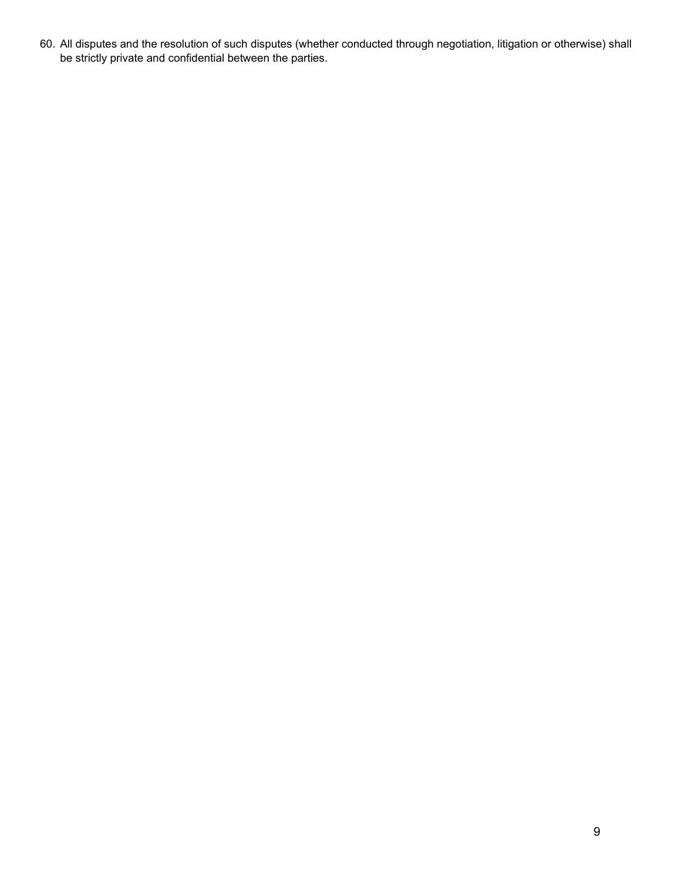60. All disputes and the resolution of such disputes (whether conducted through negotiation, litigation or otherwise) shall be strictly private and confidential between the parties.